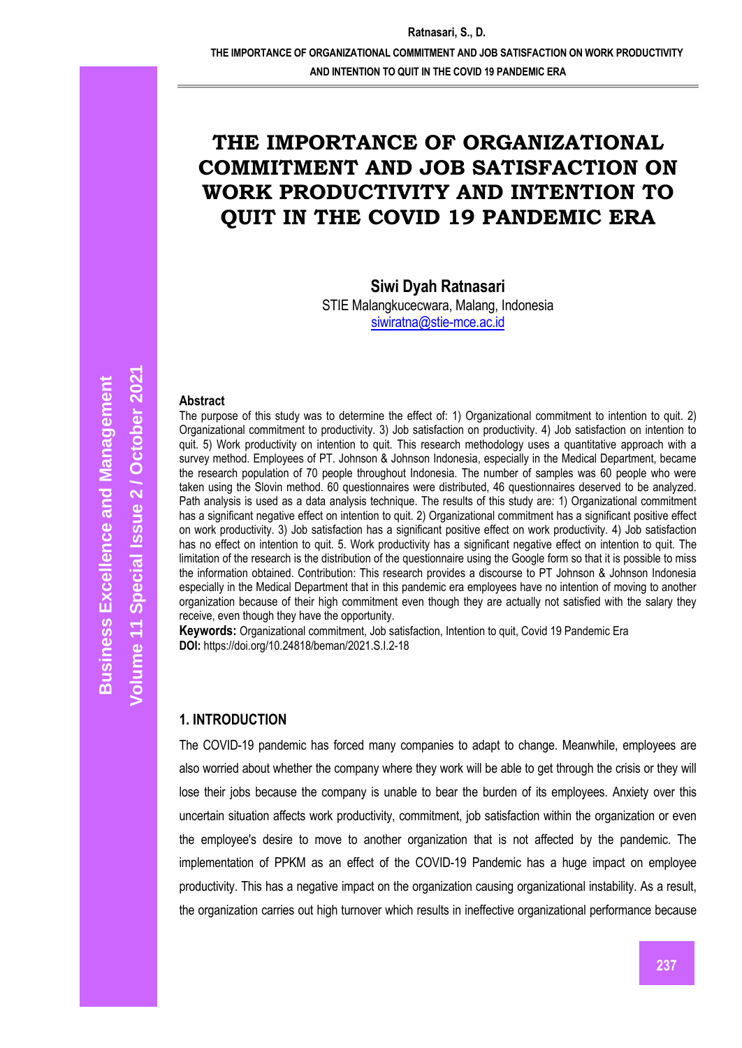# THE IMPORTANCE OF ORGANIZATIONAL COMMITMENT AND JOB SATISFACTION ON WORK PRODUCTIVITY AND INTENTION TO QUIT IN THE COVID 19 PANDEMIC ERA

**Siwi Dyah Ratnasari**
STIE Malangkucecwara, Malang, Indonesia
siwiratna@stie-mce.ac.id

**Abstract**

The purpose of this study was to determine the effect of: 1) Organizational commitment to intention to quit. 2) Organizational commitment to productivity. 3) Job satisfaction on productivity. 4) Job satisfaction on intention to quit. 5) Work productivity on intention to quit. This research methodology uses a quantitative approach with a survey method. Employees of PT. Johnson & Johnson Indonesia, especially in the Medical Department, became the research population of 70 people throughout Indonesia. The number of samples was 60 people who were taken using the Slovin method. 60 questionnaires were distributed, 46 questionnaires deserved to be analyzed. Path analysis is used as a data analysis technique. The results of this study are: 1) Organizational commitment has a significant negative effect on intention to quit. 2) Organizational commitment has a significant positive effect on work productivity. 3) Job satisfaction has a significant positive effect on work productivity. 4) Job satisfaction has no effect on intention to quit. 5. Work productivity has a significant negative effect on intention to quit. The limitation of the research is the distribution of the questionnaire using the Google form so that it is possible to miss the information obtained. Contribution: This research provides a discourse to PT Johnson & Johnson Indonesia especially in the Medical Department that in this pandemic era employees have no intention of moving to another organization because of their high commitment even though they are actually not satisfied with the salary they receive, even though they have the opportunity.

**Keywords:** Organizational commitment, Job satisfaction, Intention to quit, Covid 19 Pandemic Era
**DOI:** https://doi.org/10.24818/beman/2021.S.I.2-18

## 1. INTRODUCTION

The COVID-19 pandemic has forced many companies to adapt to change. Meanwhile, employees are also worried about whether the company where they work will be able to get through the crisis or they will lose their jobs because the company is unable to bear the burden of its employees. Anxiety over this uncertain situation affects work productivity, commitment, job satisfaction within the organization or even the employee's desire to move to another organization that is not affected by the pandemic. The implementation of PPKM as an effect of the COVID-19 Pandemic has a huge impact on employee productivity. This has a negative impact on the organization causing organizational instability. As a result, the organization carries out high turnover which results in ineffective organizational performance because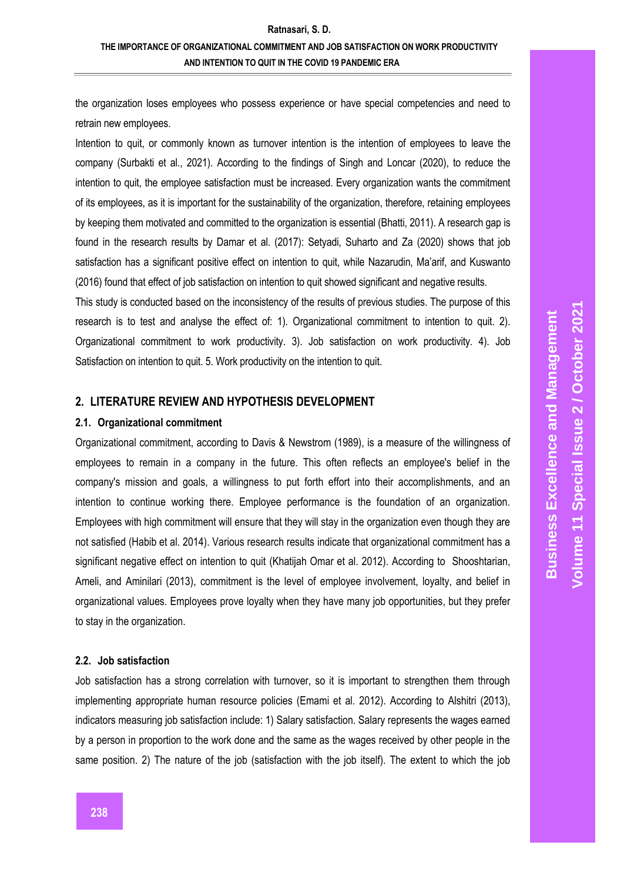the organization loses employees who possess experience or have special competencies and need to retrain new employees.

Intention to quit, or commonly known as turnover intention is the intention of employees to leave the company (Surbakti et al., 2021). According to the findings of Singh and Loncar (2020), to reduce the intention to quit, the employee satisfaction must be increased. Every organization wants the commitment of its employees, as it is important for the sustainability of the organization, therefore, retaining employees by keeping them motivated and committed to the organization is essential (Bhatti, 2011). A research gap is found in the research results by Damar et al. (2017): Setyadi, Suharto and Za (2020) shows that job satisfaction has a significant positive effect on intention to quit, while Nazarudin, Ma'arif, and Kuswanto (2016) found that effect of job satisfaction on intention to quit showed significant and negative results.

This study is conducted based on the inconsistency of the results of previous studies. The purpose of this research is to test and analyse the effect of: 1). Organizational commitment to intention to quit. 2). Organizational commitment to work productivity. 3). Job satisfaction on work productivity. 4). Job Satisfaction on intention to quit. 5. Work productivity on the intention to quit.

## 2. LITERATURE REVIEW AND HYPOTHESIS DEVELOPMENT

### 2.1. Organizational commitment

Organizational commitment, according to Davis & Newstrom (1989), is a measure of the willingness of employees to remain in a company in the future. This often reflects an employee's belief in the company's mission and goals, a willingness to put forth effort into their accomplishments, and an intention to continue working there. Employee performance is the foundation of an organization. Employees with high commitment will ensure that they will stay in the organization even though they are not satisfied (Habib et al. 2014). Various research results indicate that organizational commitment has a significant negative effect on intention to quit (Khatijah Omar et al. 2012). According to Shooshtarian, Ameli, and Aminilari (2013), commitment is the level of employee involvement, loyalty, and belief in organizational values. Employees prove loyalty when they have many job opportunities, but they prefer to stay in the organization.

### 2.2. Job satisfaction

Job satisfaction has a strong correlation with turnover, so it is important to strengthen them through implementing appropriate human resource policies (Emami et al. 2012). According to Alshitri (2013), indicators measuring job satisfaction include: 1) Salary satisfaction. Salary represents the wages earned by a person in proportion to the work done and the same as the wages received by other people in the same position. 2) The nature of the job (satisfaction with the job itself). The extent to which the job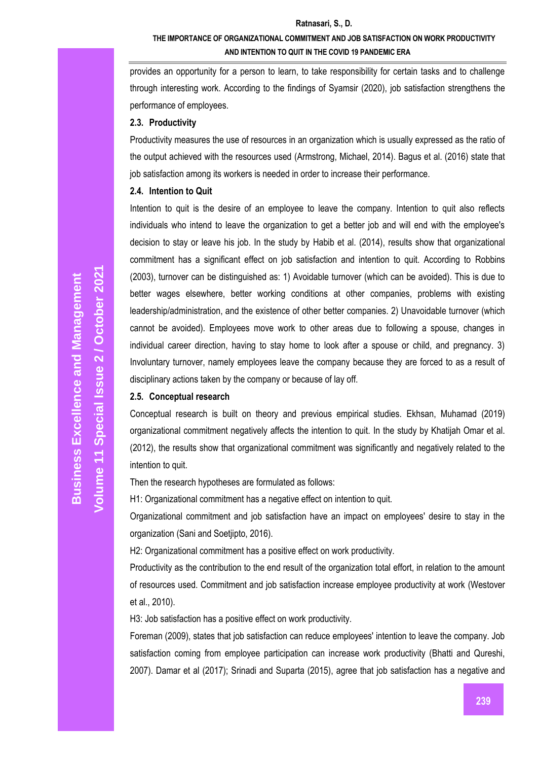provides an opportunity for a person to learn, to take responsibility for certain tasks and to challenge through interesting work. According to the findings of Syamsir (2020), job satisfaction strengthens the performance of employees.

### 2.3. Productivity

Productivity measures the use of resources in an organization which is usually expressed as the ratio of the output achieved with the resources used (Armstrong, Michael, 2014). Bagus et al. (2016) state that job satisfaction among its workers is needed in order to increase their performance.

### 2.4. Intention to Quit

Intention to quit is the desire of an employee to leave the company. Intention to quit also reflects individuals who intend to leave the organization to get a better job and will end with the employee's decision to stay or leave his job. In the study by Habib et al. (2014), results show that organizational commitment has a significant effect on job satisfaction and intention to quit. According to Robbins (2003), turnover can be distinguished as: 1) Avoidable turnover (which can be avoided). This is due to better wages elsewhere, better working conditions at other companies, problems with existing leadership/administration, and the existence of other better companies. 2) Unavoidable turnover (which cannot be avoided). Employees move work to other areas due to following a spouse, changes in individual career direction, having to stay home to look after a spouse or child, and pregnancy. 3) Involuntary turnover, namely employees leave the company because they are forced to as a result of disciplinary actions taken by the company or because of lay off.

### 2.5. Conceptual research

Conceptual research is built on theory and previous empirical studies. Ekhsan, Muhamad (2019) organizational commitment negatively affects the intention to quit. In the study by Khatijah Omar et al. (2012), the results show that organizational commitment was significantly and negatively related to the intention to quit.

Then the research hypotheses are formulated as follows:

H1: Organizational commitment has a negative effect on intention to quit.

Organizational commitment and job satisfaction have an impact on employees' desire to stay in the organization (Sani and Soetjipto, 2016).

H2: Organizational commitment has a positive effect on work productivity.

Productivity as the contribution to the end result of the organization total effort, in relation to the amount of resources used. Commitment and job satisfaction increase employee productivity at work (Westover et al., 2010).

H3: Job satisfaction has a positive effect on work productivity.

Foreman (2009), states that job satisfaction can reduce employees' intention to leave the company. Job satisfaction coming from employee participation can increase work productivity (Bhatti and Qureshi, 2007). Damar et al (2017); Srinadi and Suparta (2015), agree that job satisfaction has a negative and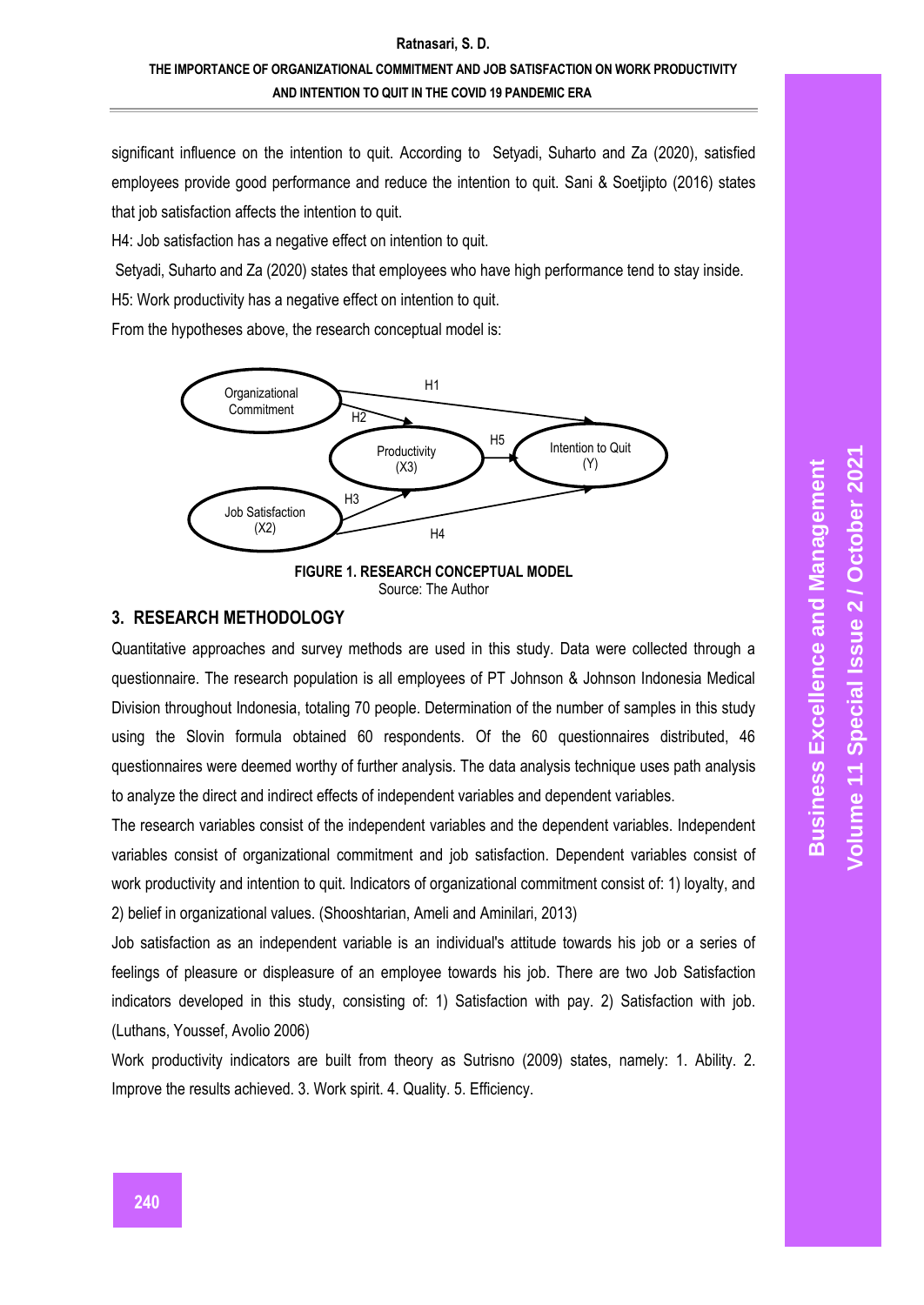significant influence on the intention to quit. According to Setyadi, Suharto and Za (2020), satisfied employees provide good performance and reduce the intention to quit. Sani & Soetjipto (2016) states that job satisfaction affects the intention to quit.

H4: Job satisfaction has a negative effect on intention to quit.

Setyadi, Suharto and Za (2020) states that employees who have high performance tend to stay inside.

H5: Work productivity has a negative effect on intention to quit.

From the hypotheses above, the research conceptual model is:

**FIGURE 1. RESEARCH CONCEPTUAL MODEL**

Source: The Author

## 3. RESEARCH METHODOLOGY

Quantitative approaches and survey methods are used in this study. Data were collected through a questionnaire. The research population is all employees of PT Johnson & Johnson Indonesia Medical Division throughout Indonesia, totaling 70 people. Determination of the number of samples in this study using the Slovin formula obtained 60 respondents. Of the 60 questionnaires distributed, 46 questionnaires were deemed worthy of further analysis. The data analysis technique uses path analysis to analyze the direct and indirect effects of independent variables and dependent variables.

The research variables consist of the independent variables and the dependent variables. Independent variables consist of organizational commitment and job satisfaction. Dependent variables consist of work productivity and intention to quit. Indicators of organizational commitment consist of: 1) loyalty, and 2) belief in organizational values. (Shooshtarian, Ameli and Aminilari, 2013)

Job satisfaction as an independent variable is an individual's attitude towards his job or a series of feelings of pleasure or displeasure of an employee towards his job. There are two Job Satisfaction indicators developed in this study, consisting of: 1) Satisfaction with pay. 2) Satisfaction with job. (Luthans, Youssef, Avolio 2006)

Work productivity indicators are built from theory as Sutrisno (2009) states, namely: 1. Ability. 2. Improve the results achieved. 3. Work spirit. 4. Quality. 5. Efficiency.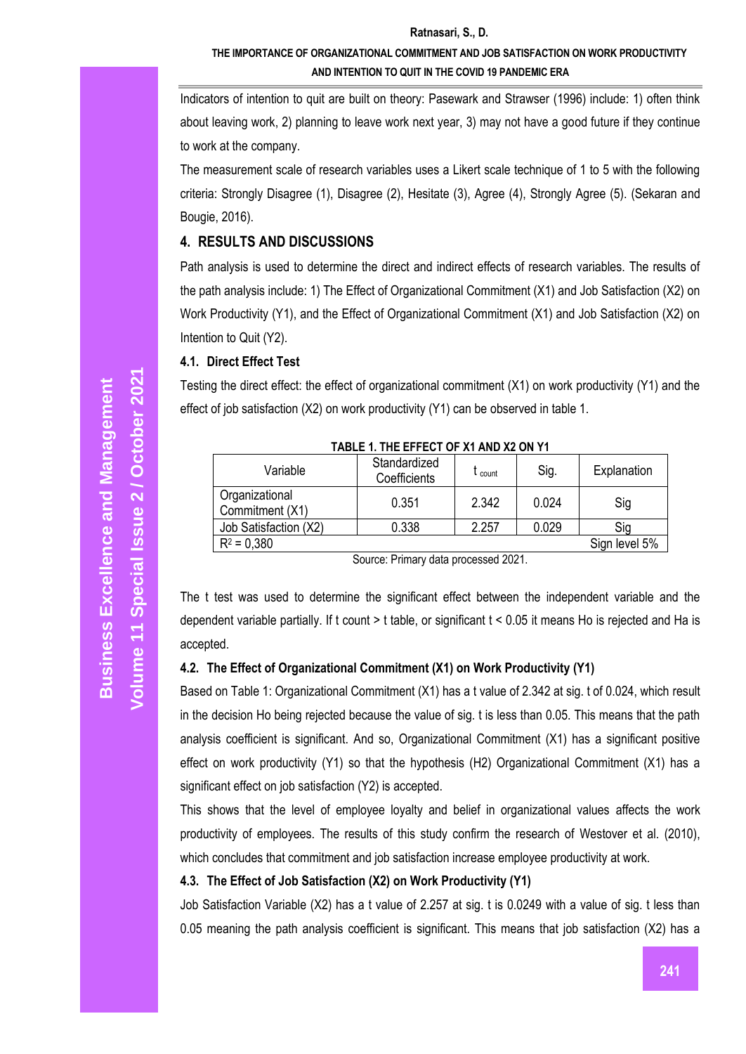Indicators of intention to quit are built on theory: Pasewark and Strawser (1996) include: 1) often think about leaving work, 2) planning to leave work next year, 3) may not have a good future if they continue to work at the company.

The measurement scale of research variables uses a Likert scale technique of 1 to 5 with the following criteria: Strongly Disagree (1), Disagree (2), Hesitate (3), Agree (4), Strongly Agree (5). (Sekaran and Bougie, 2016).

## 4. RESULTS AND DISCUSSIONS

Path analysis is used to determine the direct and indirect effects of research variables. The results of the path analysis include: 1) The Effect of Organizational Commitment (X1) and Job Satisfaction (X2) on Work Productivity (Y1), and the Effect of Organizational Commitment (X1) and Job Satisfaction (X2) on Intention to Quit (Y2).

### 4.1. Direct Effect Test

Testing the direct effect: the effect of organizational commitment (X1) on work productivity (Y1) and the effect of job satisfaction (X2) on work productivity (Y1) can be observed in table 1.

**TABLE 1. THE EFFECT OF X1 AND X2 ON Y1**

| Variable | Standardized Coefficients | $t_{count}$ | Sig. | Explanation |
|---|---|---|---|---|
| Organizational Commitment (X1) | 0.351 | 2.342 | 0.024 | Sig |
| Job Satisfaction (X2) | 0.338 | 2.257 | 0.029 | Sig |
| $R^2$ = 0,380 | | | | Sign level 5% |

Source: Primary data processed 2021.

The t test was used to determine the significant effect between the independent variable and the dependent variable partially. If t count > t table, or significant t < 0.05 it means Ho is rejected and Ha is accepted.

### 4.2. The Effect of Organizational Commitment (X1) on Work Productivity (Y1)

Based on Table 1: Organizational Commitment (X1) has a t value of 2.342 at sig. t of 0.024, which result in the decision Ho being rejected because the value of sig. t is less than 0.05. This means that the path analysis coefficient is significant. And so, Organizational Commitment (X1) has a significant positive effect on work productivity (Y1) so that the hypothesis (H2) Organizational Commitment (X1) has a significant effect on job satisfaction (Y2) is accepted.

This shows that the level of employee loyalty and belief in organizational values affects the work productivity of employees. The results of this study confirm the research of Westover et al. (2010), which concludes that commitment and job satisfaction increase employee productivity at work.

### 4.3. The Effect of Job Satisfaction (X2) on Work Productivity (Y1)

Job Satisfaction Variable (X2) has a t value of 2.257 at sig. t is 0.0249 with a value of sig. t less than 0.05 meaning the path analysis coefficient is significant. This means that job satisfaction (X2) has a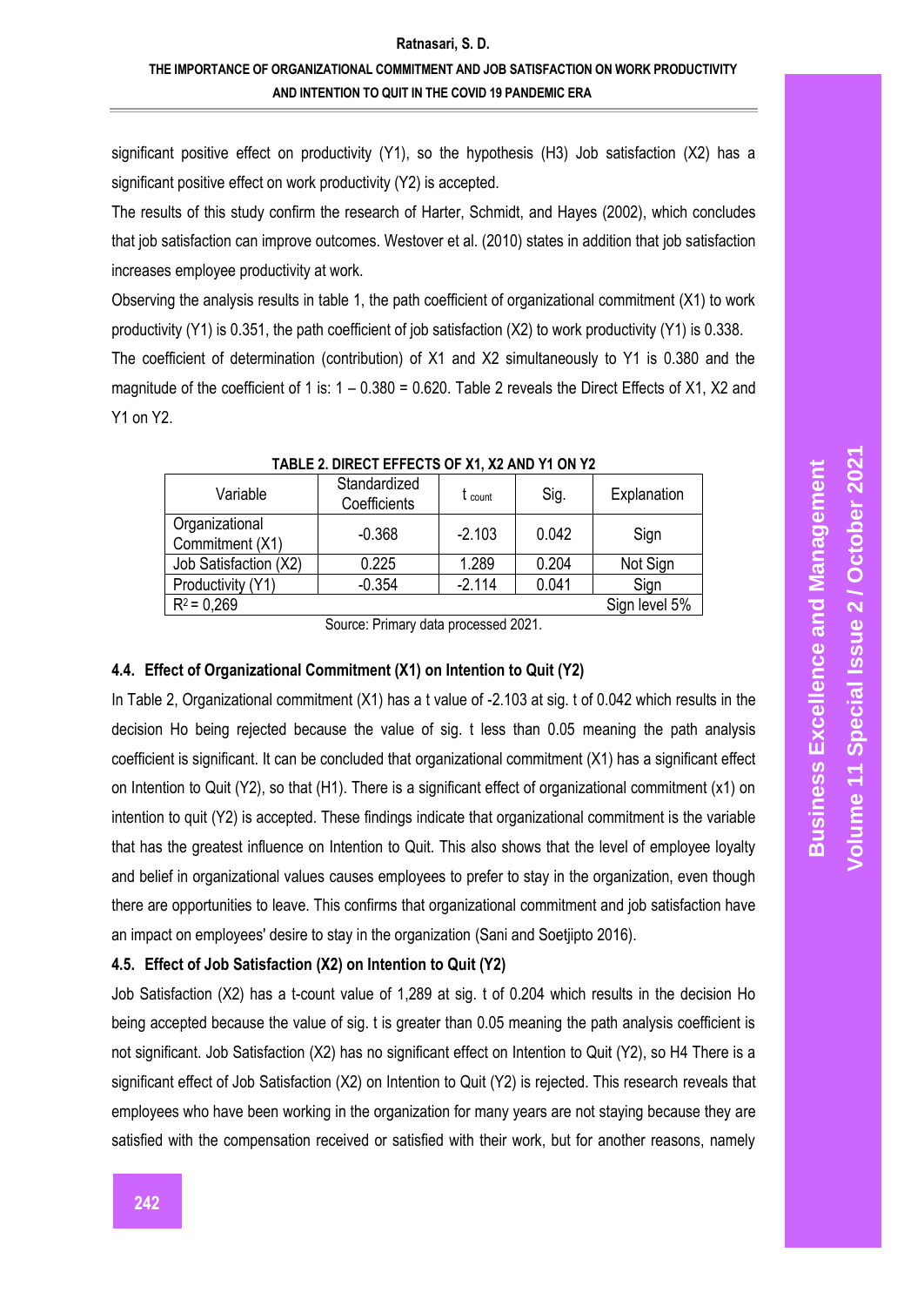significant positive effect on productivity (Y1), so the hypothesis (H3) Job satisfaction (X2) has a significant positive effect on work productivity (Y2) is accepted.

The results of this study confirm the research of Harter, Schmidt, and Hayes (2002), which concludes that job satisfaction can improve outcomes. Westover et al. (2010) states in addition that job satisfaction increases employee productivity at work.

Observing the analysis results in table 1, the path coefficient of organizational commitment (X1) to work productivity (Y1) is 0.351, the path coefficient of job satisfaction (X2) to work productivity (Y1) is 0.338. The coefficient of determination (contribution) of X1 and X2 simultaneously to Y1 is 0.380 and the magnitude of the coefficient of 1 is: 1 – 0.380 = 0.620. Table 2 reveals the Direct Effects of X1, X2 and Y1 on Y2.

**TABLE 2. DIRECT EFFECTS OF X1, X2 AND Y1 ON Y2**

| Variable | Standardized Coefficients | $t_{count}$ | Sig. | Explanation |
|---|---|---|---|---|
| Organizational Commitment (X1) | -0.368 | -2.103 | 0.042 | Sign |
| Job Satisfaction (X2) | 0.225 | 1.289 | 0.204 | Not Sign |
| Productivity (Y1) | -0.354 | -2.114 | 0.041 | Sign |
| $R^2$ = 0,269 | | | | Sign level 5% |

Source: Primary data processed 2021.

### 4.4. Effect of Organizational Commitment (X1) on Intention to Quit (Y2)

In Table 2, Organizational commitment (X1) has a t value of -2.103 at sig. t of 0.042 which results in the decision Ho being rejected because the value of sig. t less than 0.05 meaning the path analysis coefficient is significant. It can be concluded that organizational commitment (X1) has a significant effect on Intention to Quit (Y2), so that (H1). There is a significant effect of organizational commitment (x1) on intention to quit (Y2) is accepted. These findings indicate that organizational commitment is the variable that has the greatest influence on Intention to Quit. This also shows that the level of employee loyalty and belief in organizational values causes employees to prefer to stay in the organization, even though there are opportunities to leave. This confirms that organizational commitment and job satisfaction have an impact on employees' desire to stay in the organization (Sani and Soetjipto 2016).

### 4.5. Effect of Job Satisfaction (X2) on Intention to Quit (Y2)

Job Satisfaction (X2) has a t-count value of 1,289 at sig. t of 0.204 which results in the decision Ho being accepted because the value of sig. t is greater than 0.05 meaning the path analysis coefficient is not significant. Job Satisfaction (X2) has no significant effect on Intention to Quit (Y2), so H4 There is a significant effect of Job Satisfaction (X2) on Intention to Quit (Y2) is rejected. This research reveals that employees who have been working in the organization for many years are not staying because they are satisfied with the compensation received or satisfied with their work, but for another reasons, namely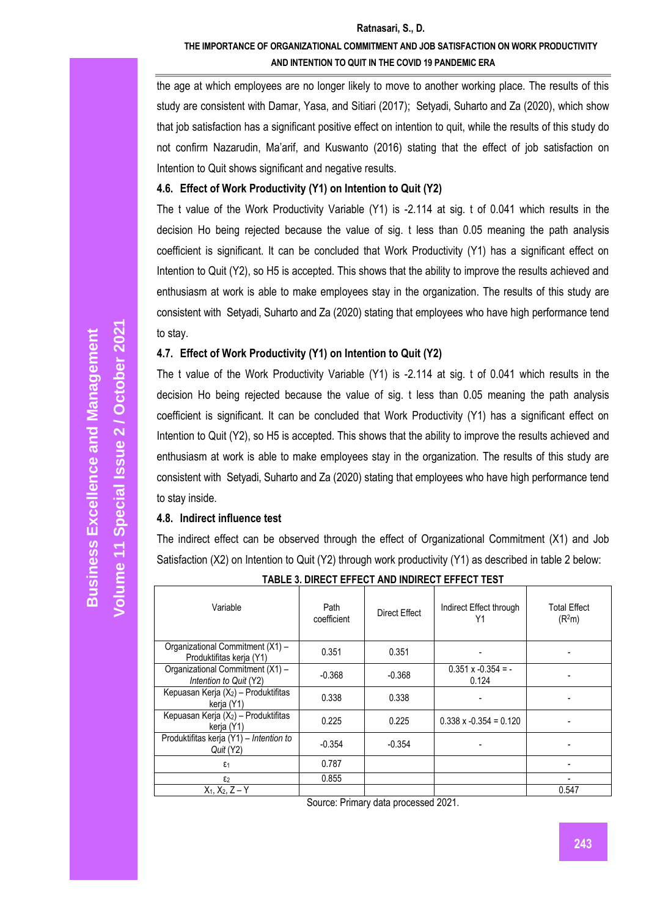the age at which employees are no longer likely to move to another working place. The results of this study are consistent with Damar, Yasa, and Sitiari (2017); Setyadi, Suharto and Za (2020), which show that job satisfaction has a significant positive effect on intention to quit, while the results of this study do not confirm Nazarudin, Ma'arif, and Kuswanto (2016) stating that the effect of job satisfaction on Intention to Quit shows significant and negative results.

### 4.6. Effect of Work Productivity (Y1) on Intention to Quit (Y2)

The t value of the Work Productivity Variable (Y1) is -2.114 at sig. t of 0.041 which results in the decision Ho being rejected because the value of sig. t less than 0.05 meaning the path analysis coefficient is significant. It can be concluded that Work Productivity (Y1) has a significant effect on Intention to Quit (Y2), so H5 is accepted. This shows that the ability to improve the results achieved and enthusiasm at work is able to make employees stay in the organization. The results of this study are consistent with Setyadi, Suharto and Za (2020) stating that employees who have high performance tend to stay.

### 4.7. Effect of Work Productivity (Y1) on Intention to Quit (Y2)

The t value of the Work Productivity Variable (Y1) is -2.114 at sig. t of 0.041 which results in the decision Ho being rejected because the value of sig. t less than 0.05 meaning the path analysis coefficient is significant. It can be concluded that Work Productivity (Y1) has a significant effect on Intention to Quit (Y2), so H5 is accepted. This shows that the ability to improve the results achieved and enthusiasm at work is able to make employees stay in the organization. The results of this study are consistent with Setyadi, Suharto and Za (2020) stating that employees who have high performance tend to stay inside.

### 4.8. Indirect influence test

The indirect effect can be observed through the effect of Organizational Commitment (X1) and Job Satisfaction (X2) on Intention to Quit (Y2) through work productivity (Y1) as described in table 2 below:

**TABLE 3. DIRECT EFFECT AND INDIRECT EFFECT TEST**

| Variable | Path coefficient | Direct Effect | Indirect Effect through Y1 | Total Effect ($R^2m$) |
|---|---|---|---|---|
| Organizational Commitment (X1) – Produktifitas kerja (Y1) | 0.351 | 0.351 | - | - |
| Organizational Commitment (X1) – *Intention to Quit* (Y2) | -0.368 | -0.368 | 0.351 x -0.354 = -0.124 | - |
| Kepuasan Kerja ($X_2$) – Produktifitas kerja (Y1) | 0.338 | 0.338 | - | - |
| Kepuasan Kerja ($X_2$) – Produktifitas kerja (Y1) | 0.225 | 0.225 | 0.338 x -0.354 = 0.120 | - |
| Produktifitas kerja (Y1) – *Intention to Quit* (Y2) | -0.354 | -0.354 | - | - |
| $\varepsilon_1$ | 0.787 | | | - |
| $\varepsilon_2$ | 0.855 | | | - |
| $X_1$, $X_2$, Z – Y | | | | 0.547 |

Source: Primary data processed 2021.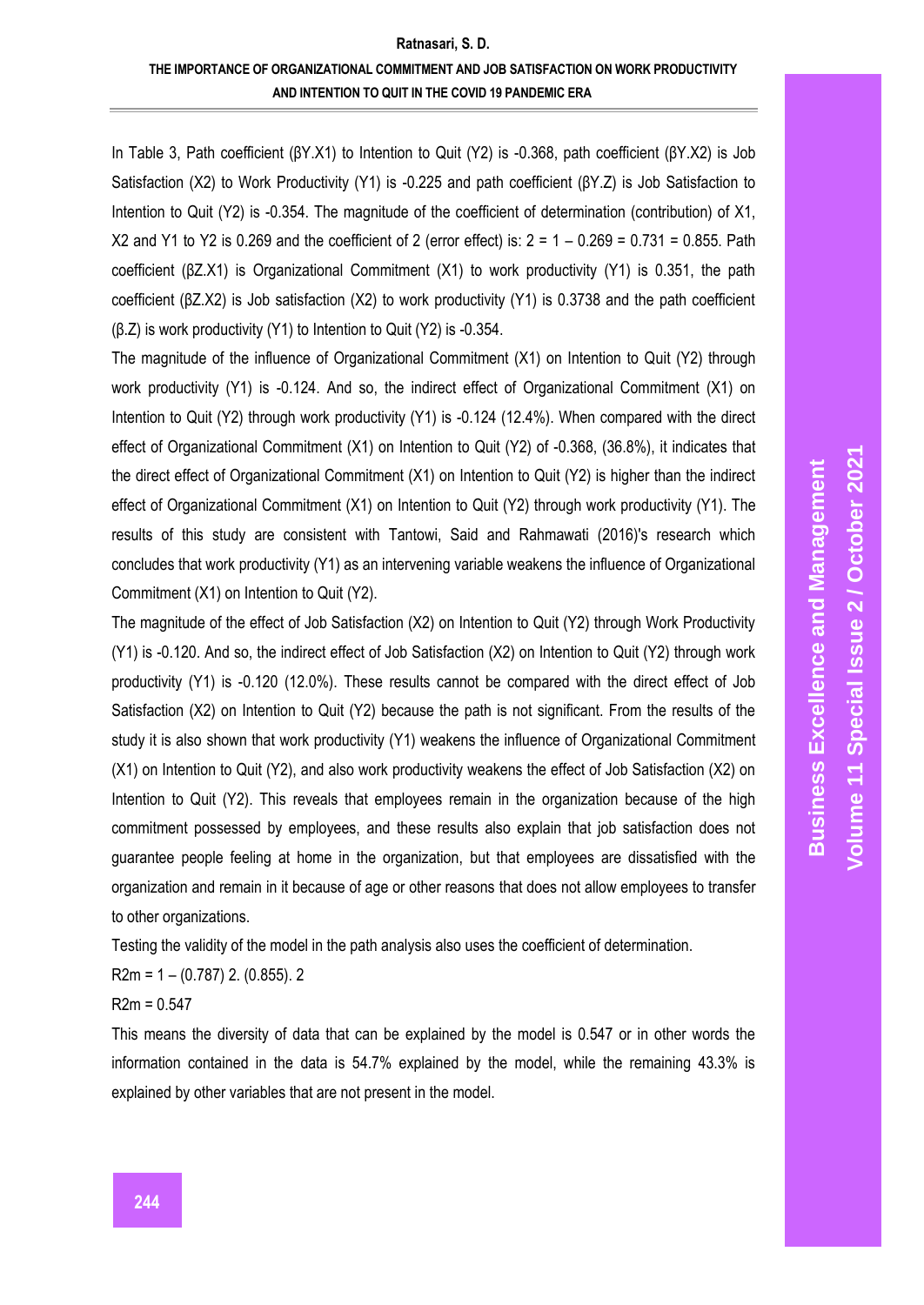In Table 3, Path coefficient (βY.X1) to Intention to Quit (Y2) is -0.368, path coefficient (βY.X2) is Job Satisfaction (X2) to Work Productivity (Y1) is -0.225 and path coefficient (βY.Z) is Job Satisfaction to Intention to Quit (Y2) is -0.354. The magnitude of the coefficient of determination (contribution) of X1, X2 and Y1 to Y2 is 0.269 and the coefficient of 2 (error effect) is: 2 = 1 – 0.269 = 0.731 = 0.855. Path coefficient (βZ.X1) is Organizational Commitment (X1) to work productivity (Y1) is 0.351, the path coefficient (βZ.X2) is Job satisfaction (X2) to work productivity (Y1) is 0.3738 and the path coefficient (β.Z) is work productivity (Y1) to Intention to Quit (Y2) is -0.354.

The magnitude of the influence of Organizational Commitment (X1) on Intention to Quit (Y2) through work productivity (Y1) is -0.124. And so, the indirect effect of Organizational Commitment (X1) on Intention to Quit (Y2) through work productivity (Y1) is -0.124 (12.4%). When compared with the direct effect of Organizational Commitment (X1) on Intention to Quit (Y2) of -0.368, (36.8%), it indicates that the direct effect of Organizational Commitment (X1) on Intention to Quit (Y2) is higher than the indirect effect of Organizational Commitment (X1) on Intention to Quit (Y2) through work productivity (Y1). The results of this study are consistent with Tantowi, Said and Rahmawati (2016)'s research which concludes that work productivity (Y1) as an intervening variable weakens the influence of Organizational Commitment (X1) on Intention to Quit (Y2).

The magnitude of the effect of Job Satisfaction (X2) on Intention to Quit (Y2) through Work Productivity (Y1) is -0.120. And so, the indirect effect of Job Satisfaction (X2) on Intention to Quit (Y2) through work productivity (Y1) is -0.120 (12.0%). These results cannot be compared with the direct effect of Job Satisfaction (X2) on Intention to Quit (Y2) because the path is not significant. From the results of the study it is also shown that work productivity (Y1) weakens the influence of Organizational Commitment (X1) on Intention to Quit (Y2), and also work productivity weakens the effect of Job Satisfaction (X2) on Intention to Quit (Y2). This reveals that employees remain in the organization because of the high commitment possessed by employees, and these results also explain that job satisfaction does not guarantee people feeling at home in the organization, but that employees are dissatisfied with the organization and remain in it because of age or other reasons that does not allow employees to transfer to other organizations.

Testing the validity of the model in the path analysis also uses the coefficient of determination.

R2m = 1 – (0.787) 2. (0.855). 2

R2m = 0.547

This means the diversity of data that can be explained by the model is 0.547 or in other words the information contained in the data is 54.7% explained by the model, while the remaining 43.3% is explained by other variables that are not present in the model.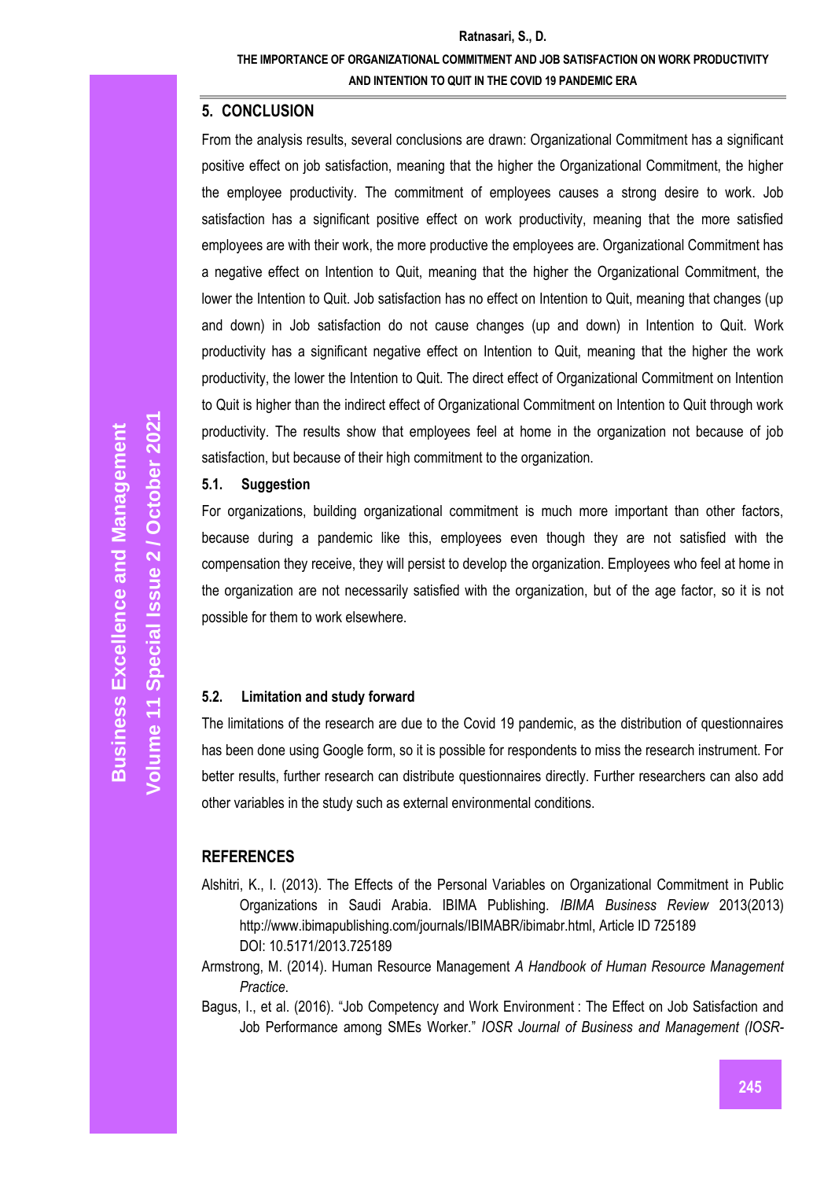## 5. CONCLUSION

From the analysis results, several conclusions are drawn: Organizational Commitment has a significant positive effect on job satisfaction, meaning that the higher the Organizational Commitment, the higher the employee productivity. The commitment of employees causes a strong desire to work. Job satisfaction has a significant positive effect on work productivity, meaning that the more satisfied employees are with their work, the more productive the employees are. Organizational Commitment has a negative effect on Intention to Quit, meaning that the higher the Organizational Commitment, the lower the Intention to Quit. Job satisfaction has no effect on Intention to Quit, meaning that changes (up and down) in Job satisfaction do not cause changes (up and down) in Intention to Quit. Work productivity has a significant negative effect on Intention to Quit, meaning that the higher the work productivity, the lower the Intention to Quit. The direct effect of Organizational Commitment on Intention to Quit is higher than the indirect effect of Organizational Commitment on Intention to Quit through work productivity. The results show that employees feel at home in the organization not because of job satisfaction, but because of their high commitment to the organization.

### 5.1. Suggestion

For organizations, building organizational commitment is much more important than other factors, because during a pandemic like this, employees even though they are not satisfied with the compensation they receive, they will persist to develop the organization. Employees who feel at home in the organization are not necessarily satisfied with the organization, but of the age factor, so it is not possible for them to work elsewhere.

### 5.2. Limitation and study forward

The limitations of the research are due to the Covid 19 pandemic, as the distribution of questionnaires has been done using Google form, so it is possible for respondents to miss the research instrument. For better results, further research can distribute questionnaires directly. Further researchers can also add other variables in the study such as external environmental conditions.

## REFERENCES

Alshitri, K., I. (2013). The Effects of the Personal Variables on Organizational Commitment in Public Organizations in Saudi Arabia. IBIMA Publishing. *IBIMA Business Review* 2013(2013) http://www.ibimapublishing.com/journals/IBIMABR/ibimabr.html, Article ID 725189 DOI: 10.5171/2013.725189

Armstrong, M. (2014). Human Resource Management *A Handbook of Human Resource Management Practice*.

Bagus, I., et al. (2016). "Job Competency and Work Environment : The Effect on Job Satisfaction and Job Performance among SMEs Worker." *IOSR Journal of Business and Management (IOSR-*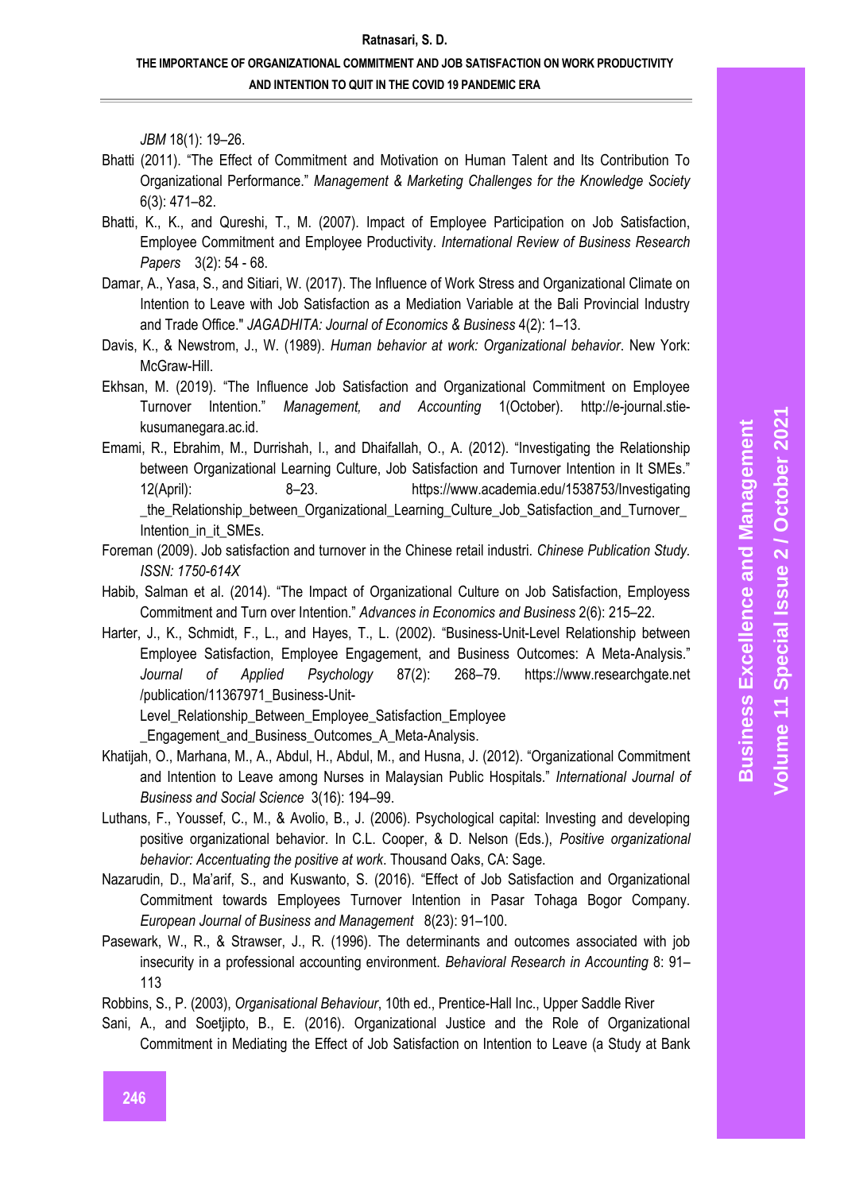*JBM* 18(1): 19–26.

Bhatti (2011). "The Effect of Commitment and Motivation on Human Talent and Its Contribution To Organizational Performance." *Management & Marketing Challenges for the Knowledge Society* 6(3): 471–82.

Bhatti, K., K., and Qureshi, T., M. (2007). Impact of Employee Participation on Job Satisfaction, Employee Commitment and Employee Productivity. *International Review of Business Research Papers* 3(2): 54 - 68.

Damar, A., Yasa, S., and Sitiari, W. (2017). The Influence of Work Stress and Organizational Climate on Intention to Leave with Job Satisfaction as a Mediation Variable at the Bali Provincial Industry and Trade Office." *JAGADHITA: Journal of Economics & Business* 4(2): 1–13.

Davis, K., & Newstrom, J., W. (1989). *Human behavior at work: Organizational behavior*. New York: McGraw-Hill.

Ekhsan, M. (2019). "The Influence Job Satisfaction and Organizational Commitment on Employee Turnover Intention." *Management, and Accounting* 1(October). http://e-journal.stie-kusumanegara.ac.id.

Emami, R., Ebrahim, M., Durrishah, I., and Dhaifallah, O., A. (2012). "Investigating the Relationship between Organizational Learning Culture, Job Satisfaction and Turnover Intention in It SMEs." 12(April): 8–23. https://www.academia.edu/1538753/Investigating_the_Relationship_between_Organizational_Learning_Culture_Job_Satisfaction_and_Turnover_Intention_in_it_SMEs.

Foreman (2009). Job satisfaction and turnover in the Chinese retail industri. *Chinese Publication Study. ISSN: 1750-614X*

Habib, Salman et al. (2014). "The Impact of Organizational Culture on Job Satisfaction, Employess Commitment and Turn over Intention." *Advances in Economics and Business* 2(6): 215–22.

Harter, J., K., Schmidt, F., L., and Hayes, T., L. (2002). "Business-Unit-Level Relationship between Employee Satisfaction, Employee Engagement, and Business Outcomes: A Meta-Analysis." *Journal of Applied Psychology* 87(2): 268–79. https://www.researchgate.net/publication/11367971_Business-Unit-Level_Relationship_Between_Employee_Satisfaction_Employee_Engagement_and_Business_Outcomes_A_Meta-Analysis.

Khatijah, O., Marhana, M., A., Abdul, H., Abdul, M., and Husna, J. (2012). "Organizational Commitment and Intention to Leave among Nurses in Malaysian Public Hospitals." *International Journal of Business and Social Science* 3(16): 194–99.

Luthans, F., Youssef, C., M., & Avolio, B., J. (2006). Psychological capital: Investing and developing positive organizational behavior. In C.L. Cooper, & D. Nelson (Eds.), *Positive organizational behavior: Accentuating the positive at work*. Thousand Oaks, CA: Sage.

Nazarudin, D., Ma'arif, S., and Kuswanto, S. (2016). "Effect of Job Satisfaction and Organizational Commitment towards Employees Turnover Intention in Pasar Tohaga Bogor Company. *European Journal of Business and Management* 8(23): 91–100.

Pasewark, W., R., & Strawser, J., R. (1996). The determinants and outcomes associated with job insecurity in a professional accounting environment. *Behavioral Research in Accounting* 8: 91–113

Robbins, S., P. (2003), *Organisational Behaviour*, 10th ed., Prentice-Hall Inc., Upper Saddle River

Sani, A., and Soetjipto, B., E. (2016). Organizational Justice and the Role of Organizational Commitment in Mediating the Effect of Job Satisfaction on Intention to Leave (a Study at Bank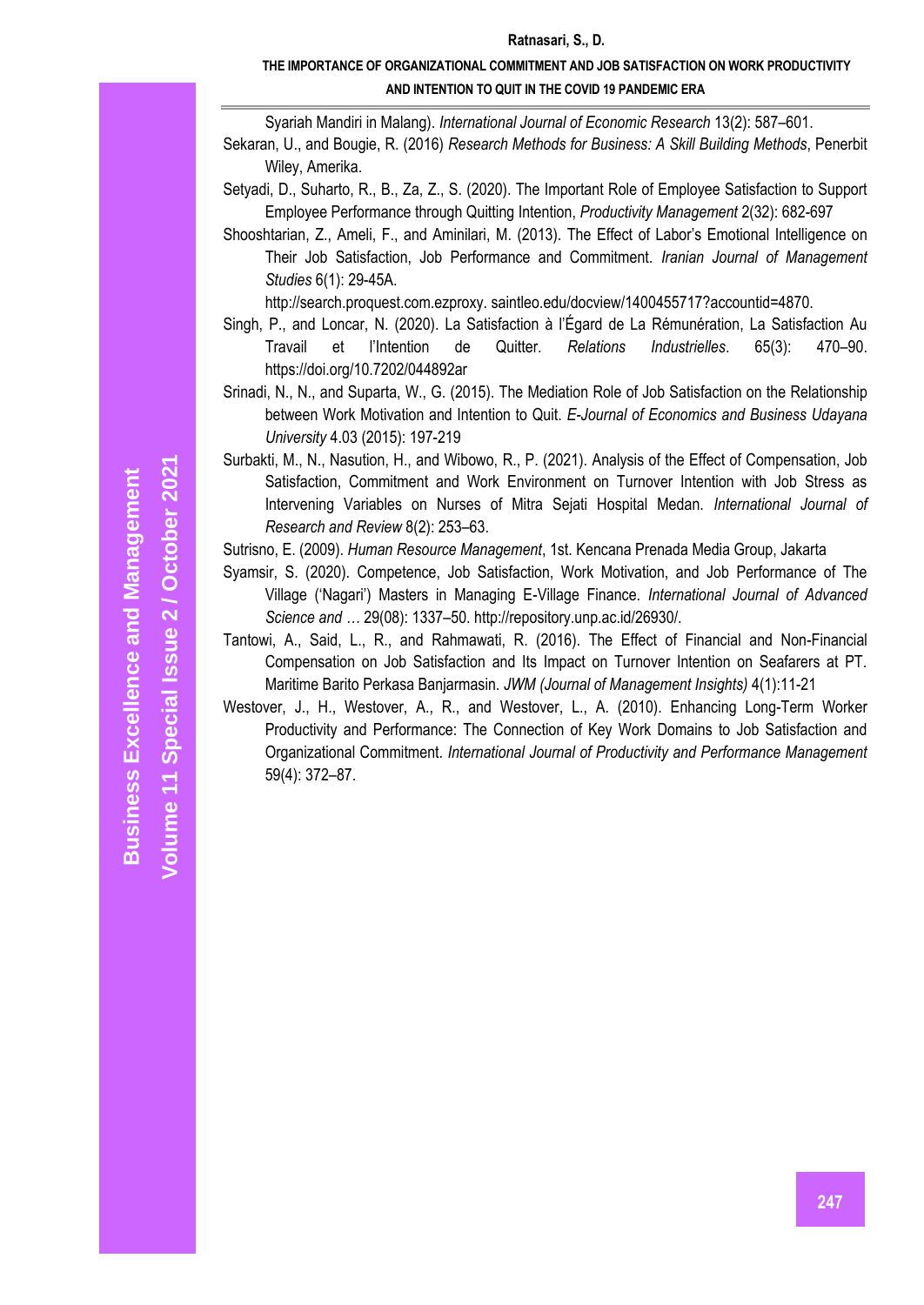Syariah Mandiri in Malang). *International Journal of Economic Research* 13(2): 587–601.

Sekaran, U., and Bougie, R. (2016) *Research Methods for Business: A Skill Building Methods*, Penerbit Wiley, Amerika.

Setyadi, D., Suharto, R., B., Za, Z., S. (2020). The Important Role of Employee Satisfaction to Support Employee Performance through Quitting Intention, *Productivity Management* 2(32): 682-697

Shooshtarian, Z., Ameli, F., and Aminilari, M. (2013). The Effect of Labor's Emotional Intelligence on Their Job Satisfaction, Job Performance and Commitment. *Iranian Journal of Management Studies* 6(1): 29-45A. http://search.proquest.com.ezproxy. saintleo.edu/docview/1400455717?accountid=4870.

Singh, P., and Loncar, N. (2020). La Satisfaction à l'Égard de La Rémunération, La Satisfaction Au Travail et l'Intention de Quitter. *Relations Industrielles*. 65(3): 470–90. https://doi.org/10.7202/044892ar

Srinadi, N., N., and Suparta, W., G. (2015). The Mediation Role of Job Satisfaction on the Relationship between Work Motivation and Intention to Quit. *E-Journal of Economics and Business Udayana University* 4.03 (2015): 197-219

Surbakti, M., N., Nasution, H., and Wibowo, R., P. (2021). Analysis of the Effect of Compensation, Job Satisfaction, Commitment and Work Environment on Turnover Intention with Job Stress as Intervening Variables on Nurses of Mitra Sejati Hospital Medan. *International Journal of Research and Review* 8(2): 253–63.

Sutrisno, E. (2009). *Human Resource Management*, 1st. Kencana Prenada Media Group, Jakarta

Syamsir, S. (2020). Competence, Job Satisfaction, Work Motivation, and Job Performance of The Village ('Nagari') Masters in Managing E-Village Finance. *International Journal of Advanced Science and …* 29(08): 1337–50. http://repository.unp.ac.id/26930/.

Tantowi, A., Said, L., R., and Rahmawati, R. (2016). The Effect of Financial and Non-Financial Compensation on Job Satisfaction and Its Impact on Turnover Intention on Seafarers at PT. Maritime Barito Perkasa Banjarmasin. *JWM (Journal of Management Insights)* 4(1):11-21

Westover, J., H., Westover, A., R., and Westover, L., A. (2010). Enhancing Long-Term Worker Productivity and Performance: The Connection of Key Work Domains to Job Satisfaction and Organizational Commitment. *International Journal of Productivity and Performance Management* 59(4): 372–87.